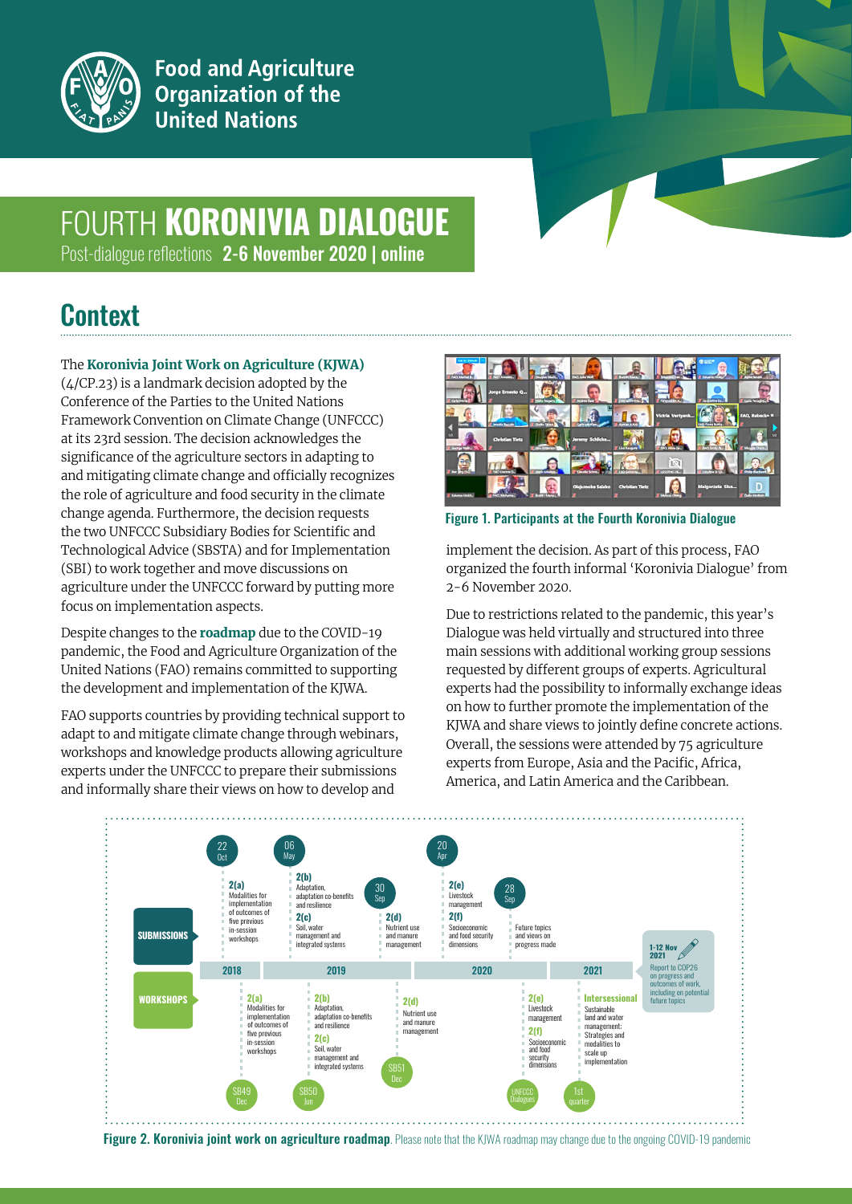Food and Agriculture Organization of the United Nations

# FOURTH **KORONIVIA DIALOGUE**

Post-dialogue reflections **2-6 November 2020 | online**

## Context

The **Koronivia Joint Work on Agriculture (KJWA)** (4/CP.23) is a landmark decision adopted by the Conference of the Parties to the United Nations Framework Convention on Climate Change (UNFCCC) at its 23rd session. The decision acknowledges the significance of the agriculture sectors in adapting to and mitigating climate change and officially recognizes the role of agriculture and food security in the climate change agenda. Furthermore, the decision requests the two UNFCCC Subsidiary Bodies for Scientific and Technological Advice (SBSTA) and for Implementation (SBI) to work together and move discussions on agriculture under the UNFCCC forward by putting more focus on implementation aspects.

Despite changes to the **roadmap** due to the COVID-19 pandemic, the Food and Agriculture Organization of the United Nations (FAO) remains committed to supporting the development and implementation of the KJWA.

FAO supports countries by providing technical support to adapt to and mitigate climate change through webinars, workshops and knowledge products allowing agriculture experts under the UNFCCC to prepare their submissions and informally share their views on how to develop and implement the decision. As part of this process, FAO organized the fourth informal 'Koronivia Dialogue' from 2-6 November 2020.

**Figure 1. Participants at the Fourth Koronivia Dialogue**

Due to restrictions related to the pandemic, this year's Dialogue was held virtually and structured into three main sessions with additional working group sessions requested by different groups of experts. Agricultural experts had the possibility to informally exchange ideas on how to further promote the implementation of the KJWA and share views to jointly define concrete actions. Overall, the sessions were attended by 75 agriculture experts from Europe, Asia and the Pacific, Africa, America, and Latin America and the Caribbean.

**SUBMISSIONS**

- 22 Oct 2018 — **2(a)** Modalities for implementation of outcomes of five previous in-session workshops
- 06 May 2019 — **2(b)** Adaptation, adaptation co-benefits and resilience; **2(c)** Soil, water management and integrated systems
- 30 Sep 2019 — **2(d)** Nutrient use and manure management
- 20 Apr 2020 — **2(e)** Livestock management; **2(f)** Socioeconomic and food security dimensions
- 28 Sep 2020 — Future topics and views on progress made

**WORKSHOPS**

- SB49 Dec 2018 — **2(a)** Modalities for implementation of outcomes of five previous in-session workshops
- SB50 Jun 2019 — **2(b)** Adaptation, adaptation co-benefits and resilience; **2(c)** Soil, water management and integrated systems
- SB51 Dec 2019 — **2(d)** Nutrient use and manure management
- UNFCCC Dialogues 2020 — **2(e)** Livestock management; **2(f)** Socioeconomic and food security dimensions
- 1st quarter 2021 — **Intersessional** Sustainable land and water management: Strategies and modalities to scale up implementation

**1-12 Nov 2021** — Report to COP26 on progress and outcomes of work, including on potential future topics

**Figure 2. Koronivia joint work on agriculture roadmap**. Please note that the KJWA roadmap may change due to the ongoing COVID-19 pandemic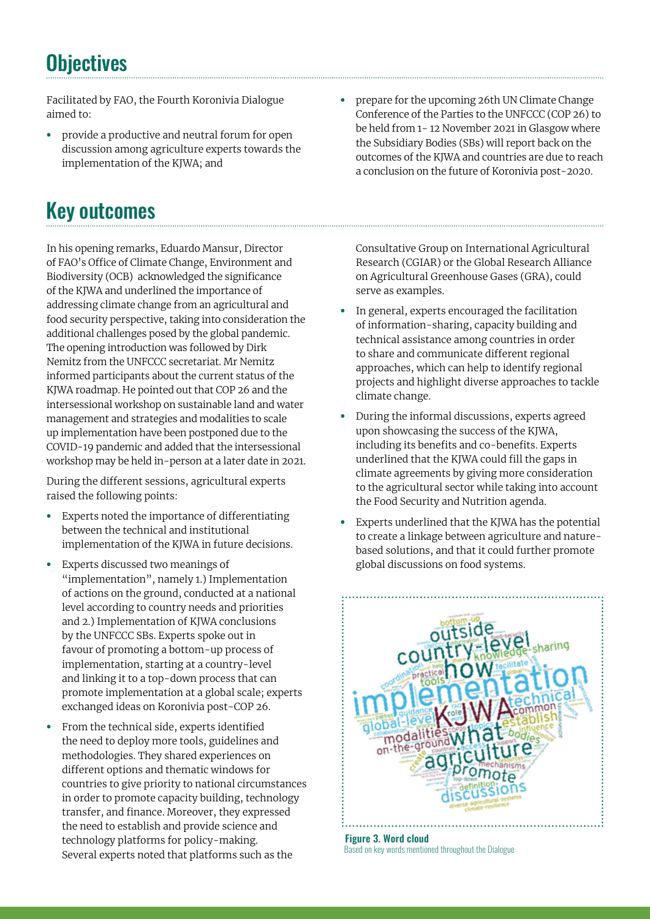## Objectives

Facilitated by FAO, the Fourth Koronivia Dialogue aimed to:

- provide a productive and neutral forum for open discussion among agriculture experts towards the implementation of the KJWA; and
- prepare for the upcoming 26th UN Climate Change Conference of the Parties to the UNFCCC (COP 26) to be held from 1- 12 November 2021 in Glasgow where the Subsidiary Bodies (SBs) will report back on the outcomes of the KJWA and countries are due to reach a conclusion on the future of Koronivia post-2020.

## Key outcomes

In his opening remarks, Eduardo Mansur, Director of FAO's Office of Climate Change, Environment and Biodiversity (OCB) acknowledged the significance of the KJWA and underlined the importance of addressing climate change from an agricultural and food security perspective, taking into consideration the additional challenges posed by the global pandemic. The opening introduction was followed by Dirk Nemitz from the UNFCCC secretariat. Mr Nemitz informed participants about the current status of the KJWA roadmap. He pointed out that COP 26 and the intersessional workshop on sustainable land and water management and strategies and modalities to scale up implementation have been postponed due to the COVID-19 pandemic and added that the intersessional workshop may be held in-person at a later date in 2021.

During the different sessions, agricultural experts raised the following points:

- Experts noted the importance of differentiating between the technical and institutional implementation of the KJWA in future decisions.
- Experts discussed two meanings of "implementation", namely 1.) Implementation of actions on the ground, conducted at a national level according to country needs and priorities and 2.) Implementation of KJWA conclusions by the UNFCCC SBs. Experts spoke out in favour of promoting a bottom-up process of implementation, starting at a country-level and linking it to a top-down process that can promote implementation at a global scale; experts exchanged ideas on Koronivia post-COP 26.
- From the technical side, experts identified the need to deploy more tools, guidelines and methodologies. They shared experiences on different options and thematic windows for countries to give priority to national circumstances in order to promote capacity building, technology transfer, and finance. Moreover, they expressed the need to establish and provide science and technology platforms for policy-making. Several experts noted that platforms such as the Consultative Group on International Agricultural Research (CGIAR) or the Global Research Alliance on Agricultural Greenhouse Gases (GRA), could serve as examples.
- In general, experts encouraged the facilitation of information-sharing, capacity building and technical assistance among countries in order to share and communicate different regional approaches, which can help to identify regional projects and highlight diverse approaches to tackle climate change.
- During the informal discussions, experts agreed upon showcasing the success of the KJWA, including its benefits and co-benefits. Experts underlined that the KJWA could fill the gaps in climate agreements by giving more consideration to the agricultural sector while taking into account the Food Security and Nutrition agenda.
- Experts underlined that the KJWA has the potential to create a linkage between agriculture and nature-based solutions, and that it could further promote global discussions on food systems.

**Figure 3. Word cloud**
Based on key words mentioned throughout the Dialogue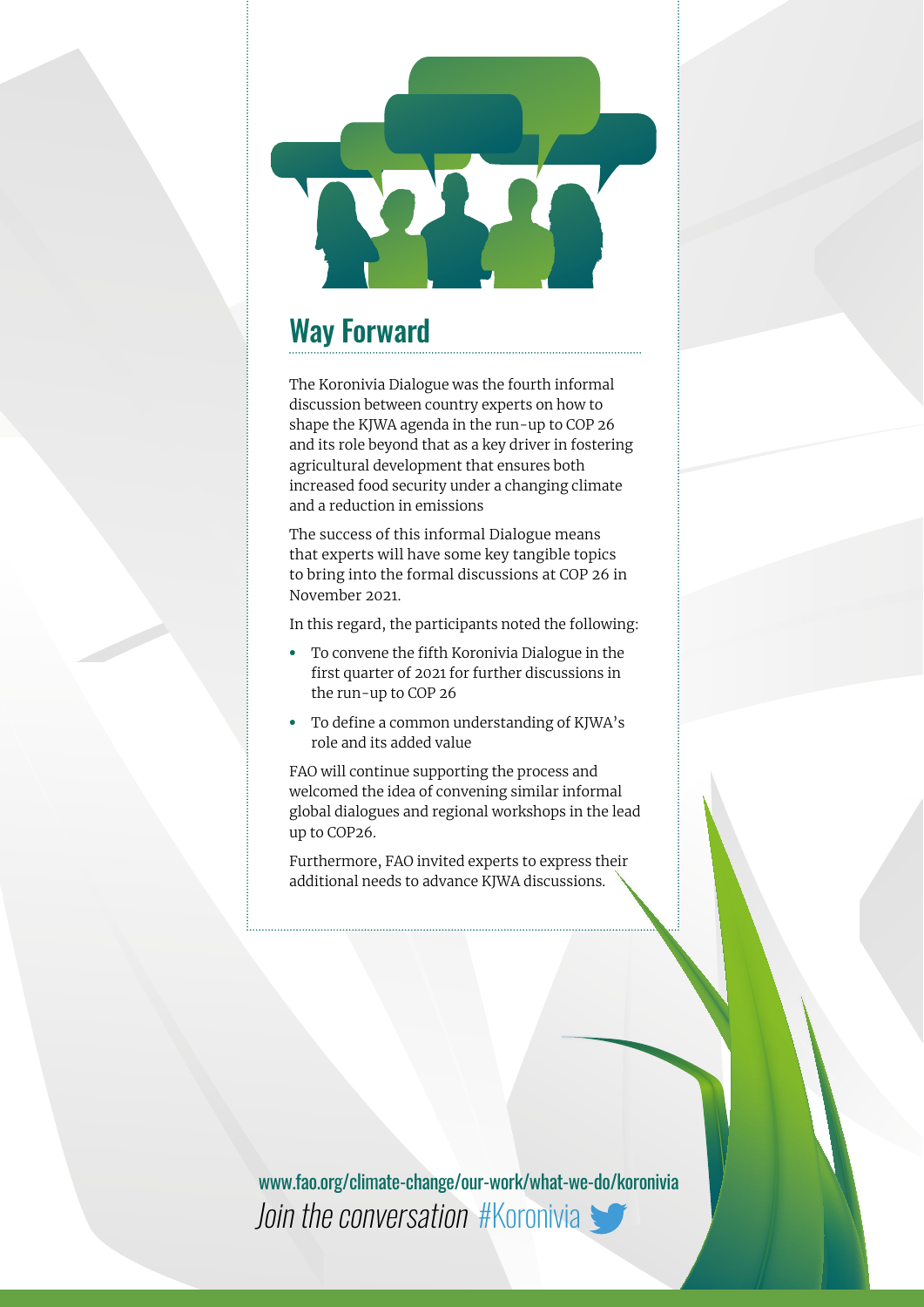## Way Forward

The Koronivia Dialogue was the fourth informal discussion between country experts on how to shape the KJWA agenda in the run-up to COP 26 and its role beyond that as a key driver in fostering agricultural development that ensures both increased food security under a changing climate and a reduction in emissions

The success of this informal Dialogue means that experts will have some key tangible topics to bring into the formal discussions at COP 26 in November 2021.

In this regard, the participants noted the following:

- To convene the fifth Koronivia Dialogue in the first quarter of 2021 for further discussions in the run-up to COP 26
- To define a common understanding of KJWA's role and its added value

FAO will continue supporting the process and welcomed the idea of convening similar informal global dialogues and regional workshops in the lead up to COP26.

Furthermore, FAO invited experts to express their additional needs to advance KJWA discussions.

www.fao.org/climate-change/our-work/what-we-do/koronivia

*Join the conversation* #Koronivia